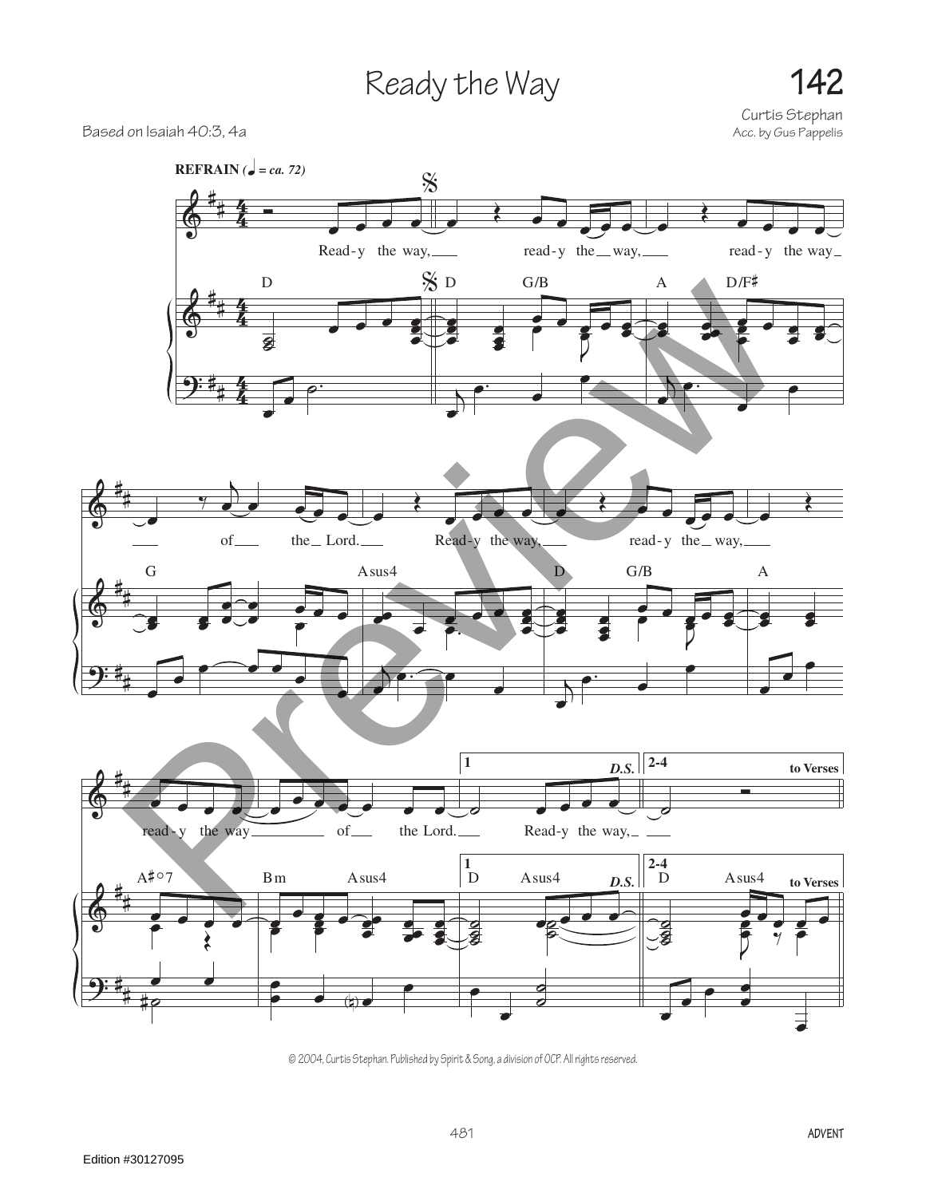# Ready the Way

**142**

Based on Isaiah 40:3, 4a

Curtis Stephan
Acc. by Gus Pappelis

**REFRAIN** (♩ = *ca. 72*)

Read-y the way, read-y the way, read-y the way of the Lord. Read-y the way, read-y the way, read-y the way of the Lord. Read-y the way,

D D G/B A D/F♯ G Asus4 D G/B A A♯°7 Bm Asus4 D Asus4 D Asus4

1 *D.S.* 2-4 **to Verses**

© 2004, Curtis Stephan. Published by Spirit & Song, a division of OCP. All rights reserved.

Edition #30127095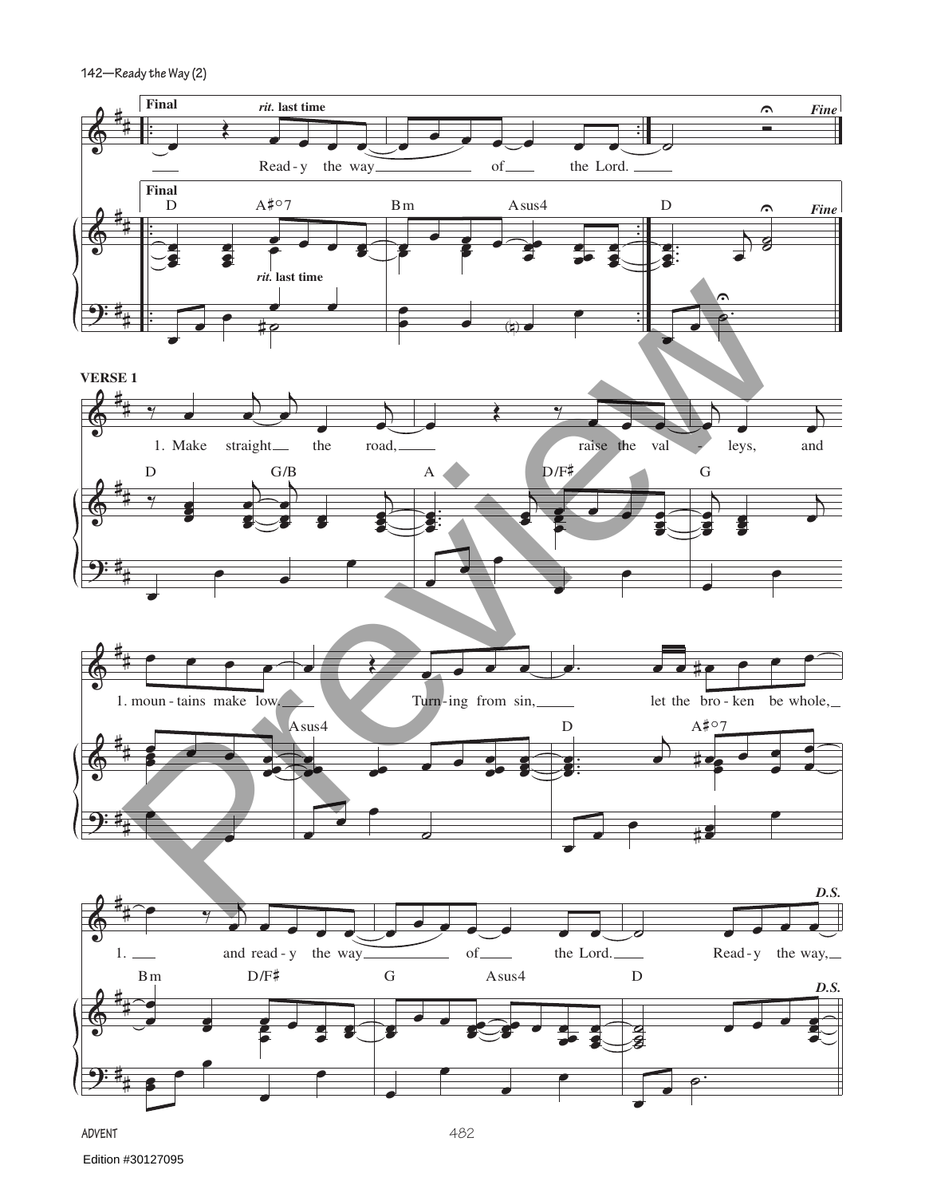**Final** *rit.* **last time** *Fine*

Read - y the way of the Lord.

D A♯°7 Bm Asus4 D

**VERSE 1**

1. Make straight the road, raise the val - leys, and

D G/B A D/F♯ G

1. moun - tains make low, Turn - ing from sin, let the bro - ken be whole,

Asus4 D A♯°7

1. and read - y the way of the Lord. Read - y the way,

Bm D/F♯ G Asus4 D *D.S.*

ADVENT

Edition #30127095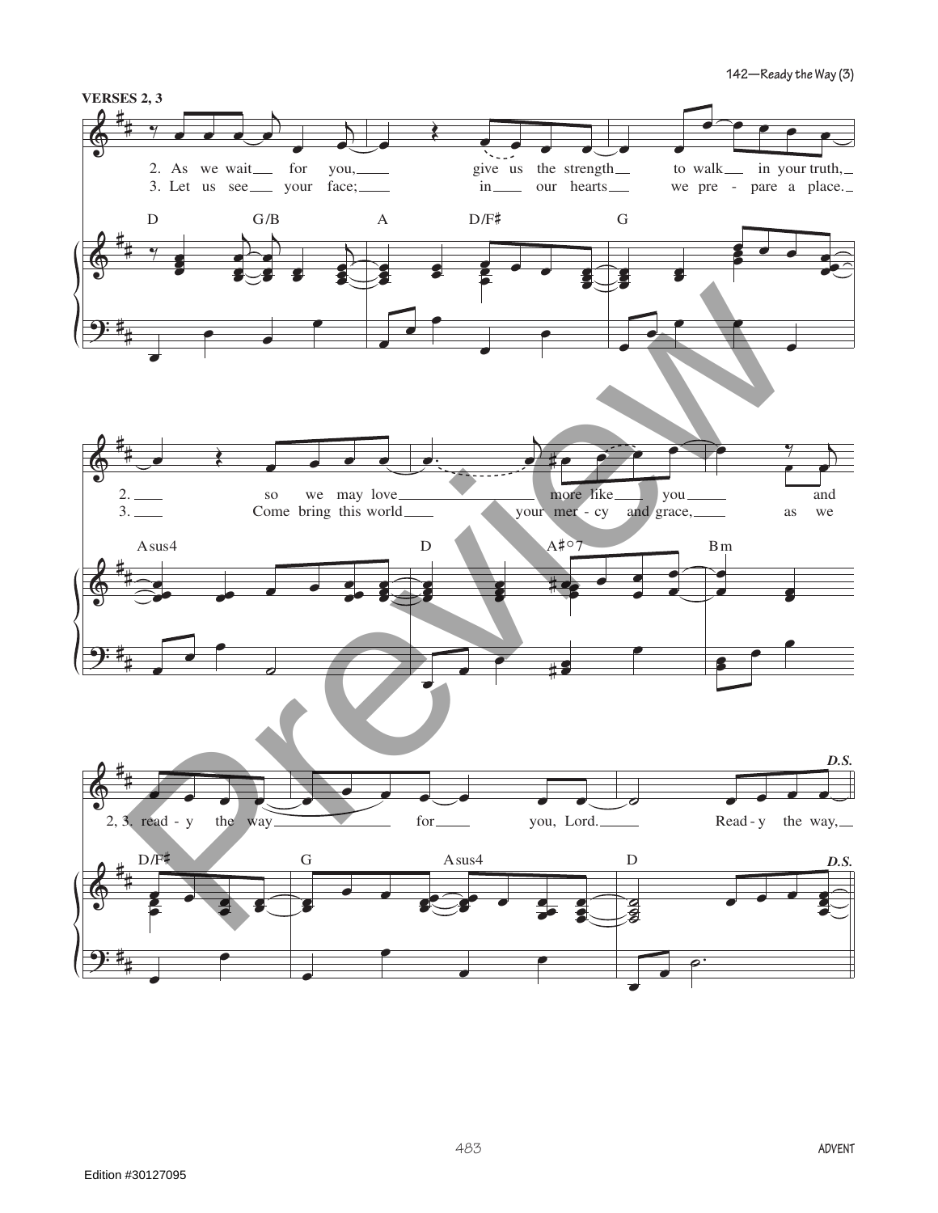**VERSES 2, 3**

2. As we wait for you, give us the strength to walk in your truth,
3. Let us see your face; in our hearts we pre - pare a place.

D G/B A D/F♯ G

2. so we may love more like you and
3. Come bring this world your mer - cy and grace, as we

Asus4 D A♯°7 Bm

2, 3. read - y the way for you, Lord. Read - y the way,

D/F♯ G Asus4 D

*D.S.*

Edition #30127095